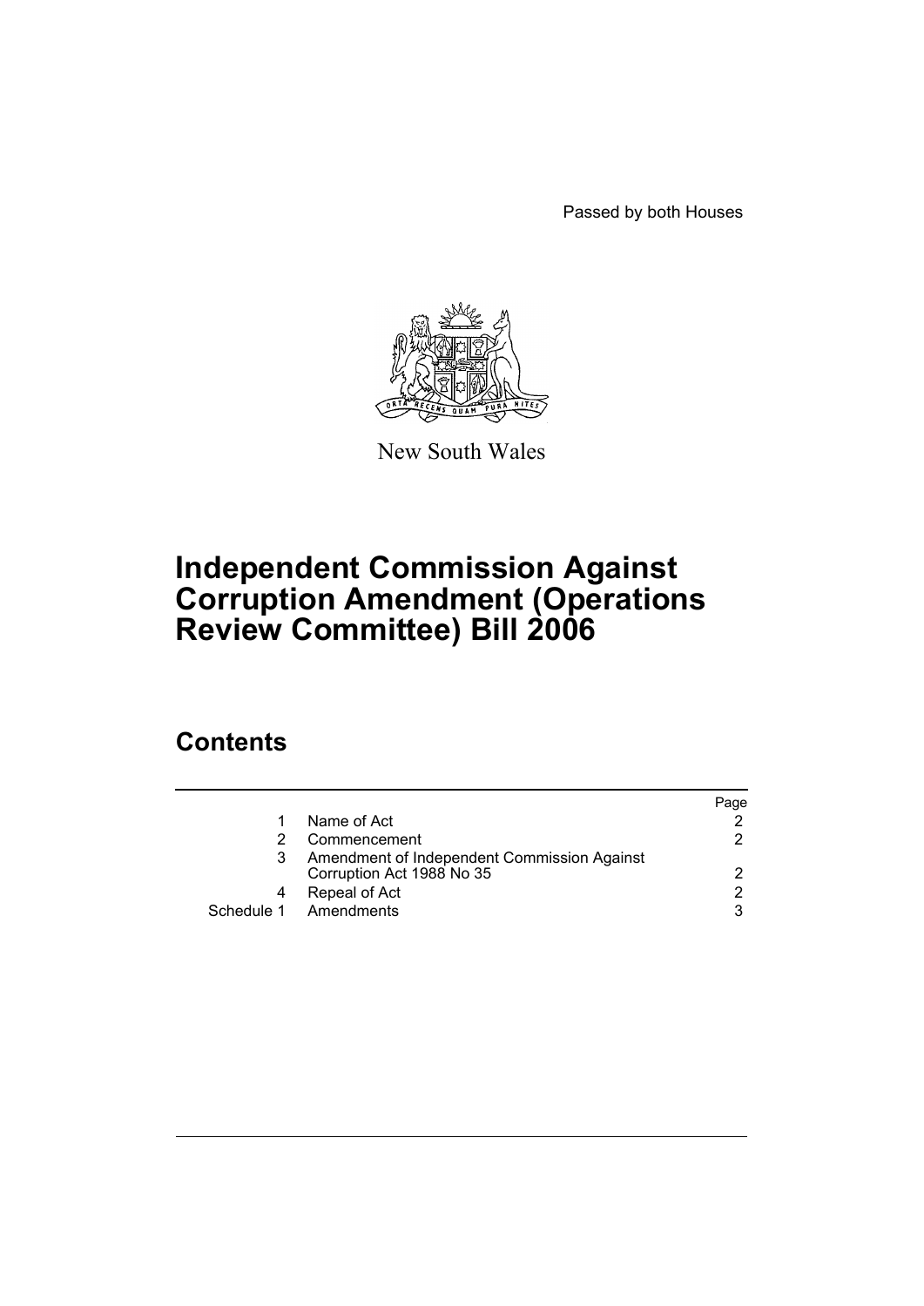Passed by both Houses

New South Wales

# Independent Commission Against Corruption Amendment (Operations Review Committee) Bill 2006

## Contents

| | | Page |
|---|---|---|
| 1 | Name of Act | 2 |
| 2 | Commencement | 2 |
| 3 | Amendment of Independent Commission Against Corruption Act 1988 No 35 | 2 |
| 4 | Repeal of Act | 2 |
| Schedule 1 | Amendments | 3 |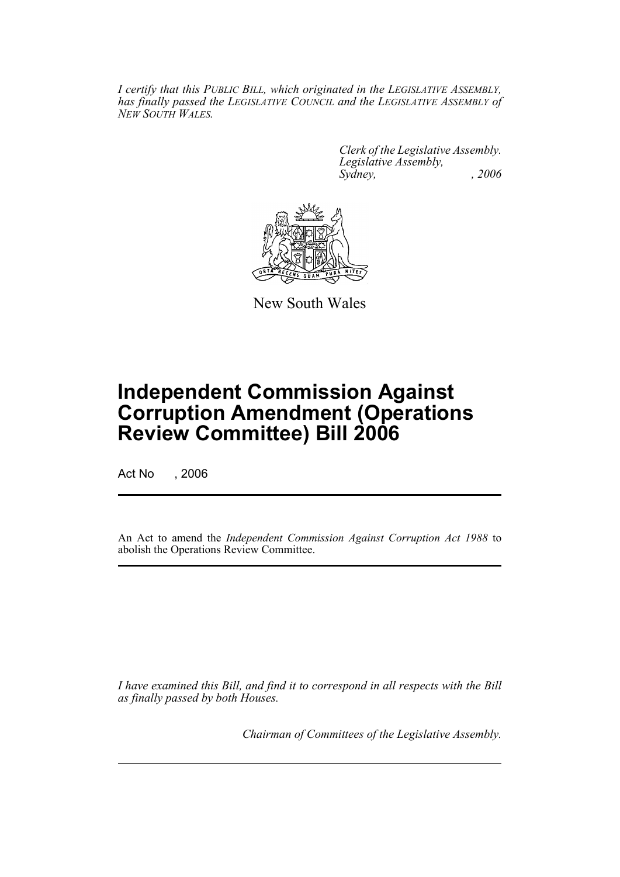*I certify that this PUBLIC BILL, which originated in the LEGISLATIVE ASSEMBLY, has finally passed the LEGISLATIVE COUNCIL and the LEGISLATIVE ASSEMBLY of NEW SOUTH WALES.*

*Clerk of the Legislative Assembly.*
*Legislative Assembly,*
*Sydney, , 2006*

New South Wales

# Independent Commission Against Corruption Amendment (Operations Review Committee) Bill 2006

Act No , 2006

An Act to amend the *Independent Commission Against Corruption Act 1988* to abolish the Operations Review Committee.

*I have examined this Bill, and find it to correspond in all respects with the Bill as finally passed by both Houses.*

*Chairman of Committees of the Legislative Assembly.*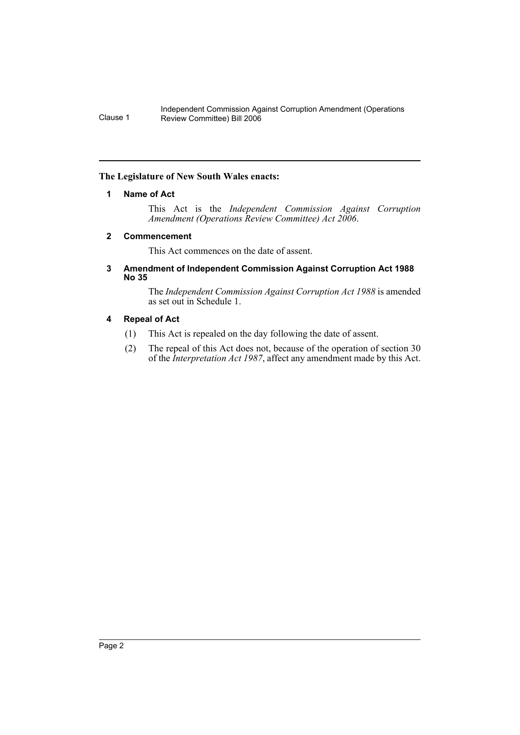**The Legislature of New South Wales enacts:**

## 1 Name of Act

This Act is the *Independent Commission Against Corruption Amendment (Operations Review Committee) Act 2006*.

## 2 Commencement

This Act commences on the date of assent.

## 3 Amendment of Independent Commission Against Corruption Act 1988 No 35

The *Independent Commission Against Corruption Act 1988* is amended as set out in Schedule 1.

## 4 Repeal of Act

(1) This Act is repealed on the day following the date of assent.

(2) The repeal of this Act does not, because of the operation of section 30 of the *Interpretation Act 1987*, affect any amendment made by this Act.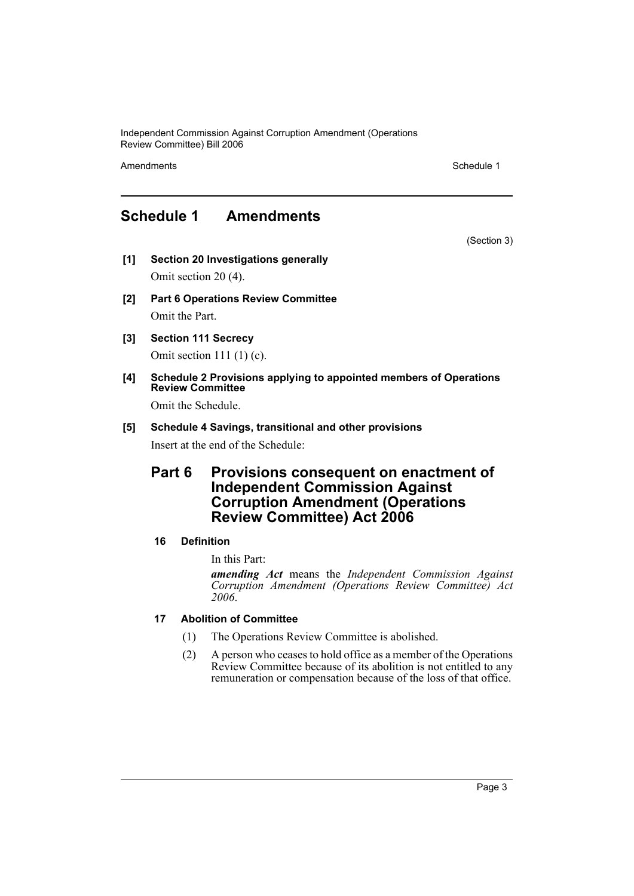# Schedule 1 Amendments

(Section 3)

**[1] Section 20 Investigations generally**

Omit section 20 (4).

**[2] Part 6 Operations Review Committee**

Omit the Part.

**[3] Section 111 Secrecy**

Omit section 111 (1) (c).

**[4] Schedule 2 Provisions applying to appointed members of Operations Review Committee**

Omit the Schedule.

**[5] Schedule 4 Savings, transitional and other provisions**

Insert at the end of the Schedule:

## Part 6 Provisions consequent on enactment of Independent Commission Against Corruption Amendment (Operations Review Committee) Act 2006

### 16 Definition

In this Part:

***amending Act*** means the *Independent Commission Against Corruption Amendment (Operations Review Committee) Act 2006*.

### 17 Abolition of Committee

(1) The Operations Review Committee is abolished.

(2) A person who ceases to hold office as a member of the Operations Review Committee because of its abolition is not entitled to any remuneration or compensation because of the loss of that office.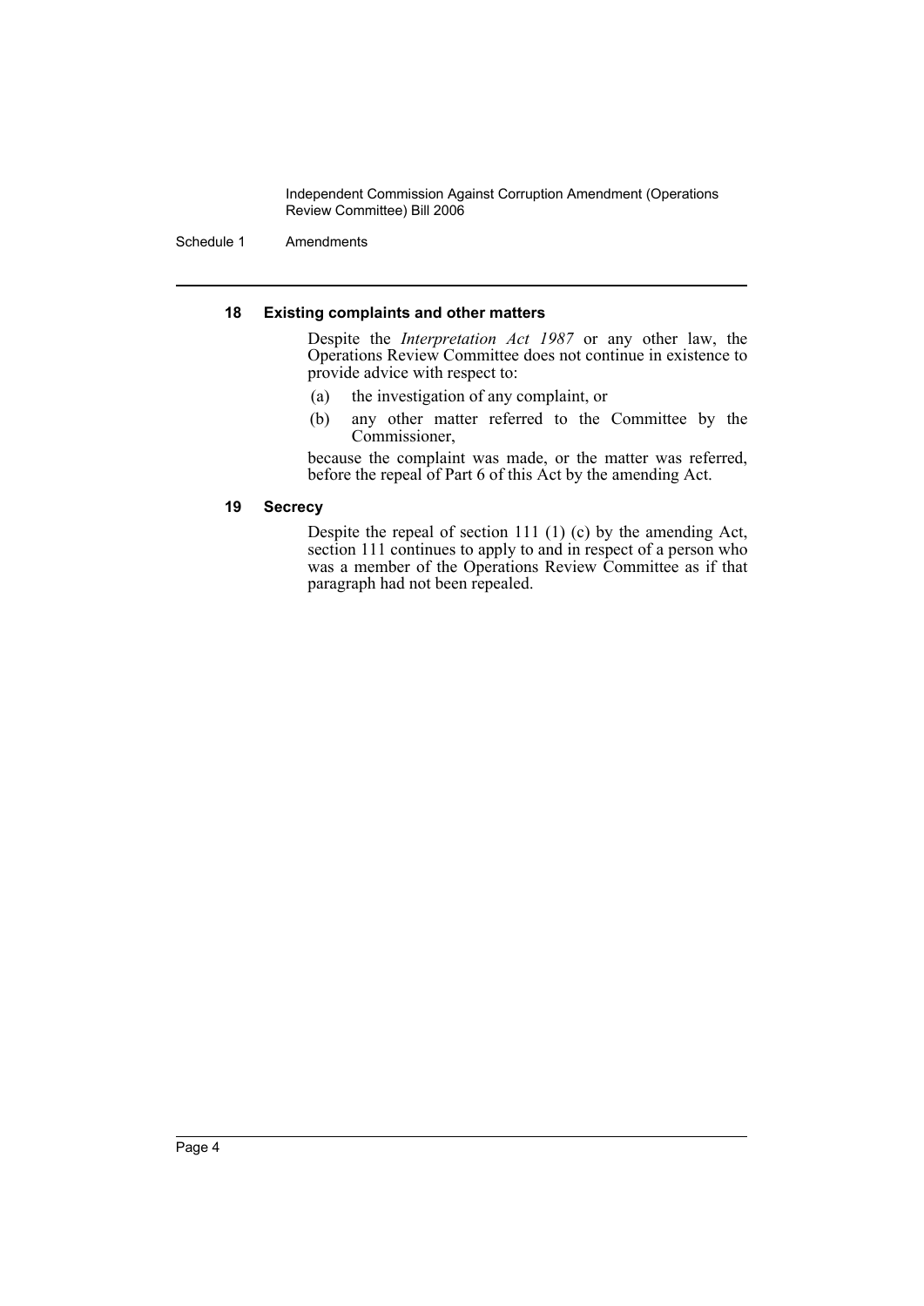#### 18 Existing complaints and other matters

Despite the *Interpretation Act 1987* or any other law, the Operations Review Committee does not continue in existence to provide advice with respect to:

(a) the investigation of any complaint, or

(b) any other matter referred to the Committee by the Commissioner,

because the complaint was made, or the matter was referred, before the repeal of Part 6 of this Act by the amending Act.

#### 19 Secrecy

Despite the repeal of section 111 (1) (c) by the amending Act, section 111 continues to apply to and in respect of a person who was a member of the Operations Review Committee as if that paragraph had not been repealed.